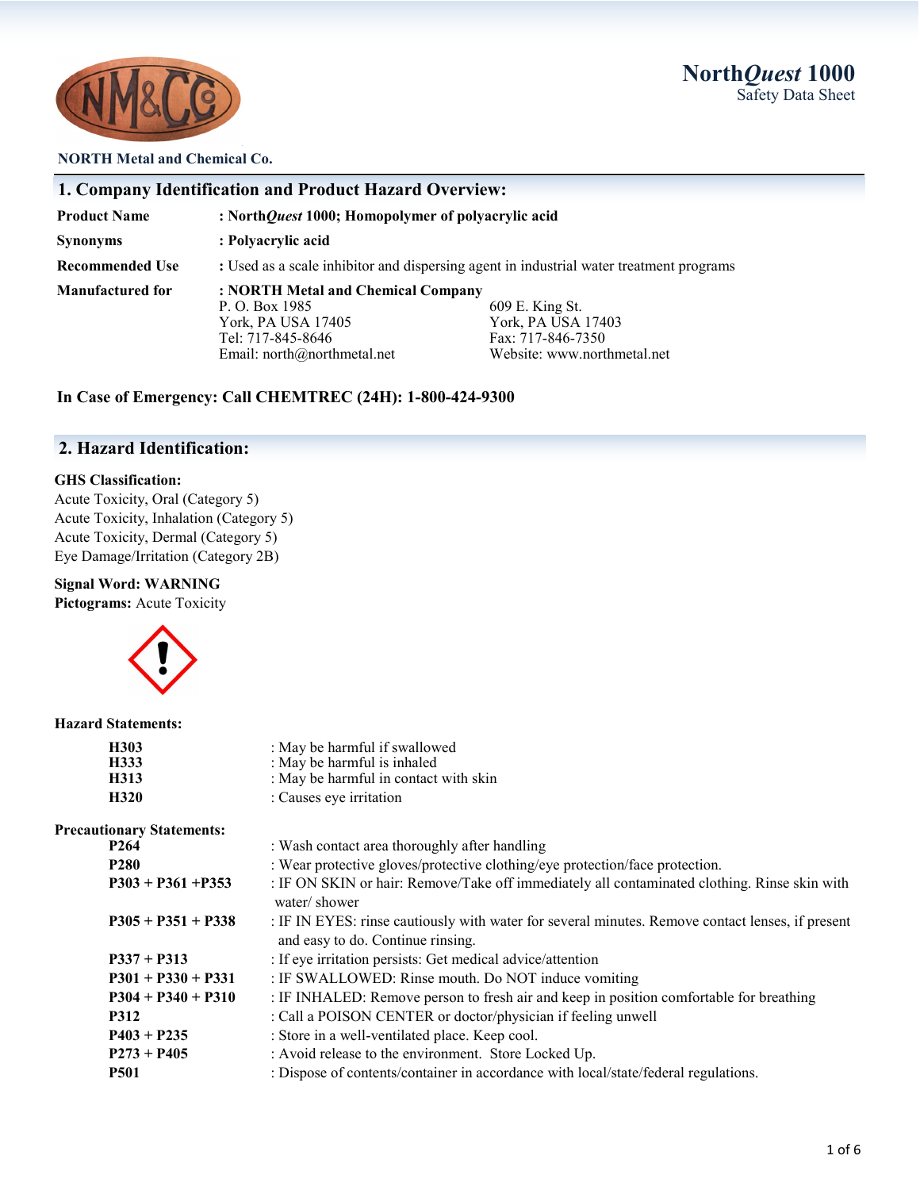# North*Quest* 1000
Safety Data Sheet

**NORTH Metal and Chemical Co.**

## 1. Company Identification and Product Hazard Overview:

| | |
|---|---|
| **Product Name** | **: North*Quest* 1000; Homopolymer of polyacrylic acid** |
| **Synonyms** | **: Polyacrylic acid** |
| **Recommended Use** | : Used as a scale inhibitor and dispersing agent in industrial water treatment programs |
| **Manufactured for** | **: NORTH Metal and Chemical Company** |

P. O. Box 1985
York, PA USA 17405
Tel: 717-845-8646
Email: north@northmetal.net

609 E. King St.
York, PA USA 17403
Fax: 717-846-7350
Website: www.northmetal.net

**In Case of Emergency: Call CHEMTREC (24H): 1-800-424-9300**

## 2. Hazard Identification:

**GHS Classification:**
Acute Toxicity, Oral (Category 5)
Acute Toxicity, Inhalation (Category 5)
Acute Toxicity, Dermal (Category 5)
Eye Damage/Irritation (Category 2B)

**Signal Word: WARNING**
**Pictograms:** Acute Toxicity

**Hazard Statements:**

| | |
|---|---|
| **H303** | : May be harmful if swallowed |
| **H333** | : May be harmful is inhaled |
| **H313** | : May be harmful in contact with skin |
| **H320** | : Causes eye irritation |

**Precautionary Statements:**

| | |
|---|---|
| **P264** | : Wash contact area thoroughly after handling |
| **P280** | : Wear protective gloves/protective clothing/eye protection/face protection. |
| **P303 + P361 +P353** | : IF ON SKIN or hair: Remove/Take off immediately all contaminated clothing. Rinse skin with water/ shower |
| **P305 + P351 + P338** | : IF IN EYES: rinse cautiously with water for several minutes. Remove contact lenses, if present and easy to do. Continue rinsing. |
| **P337 + P313** | : If eye irritation persists: Get medical advice/attention |
| **P301 + P330 + P331** | : IF SWALLOWED: Rinse mouth. Do NOT induce vomiting |
| **P304 + P340 + P310** | : IF INHALED: Remove person to fresh air and keep in position comfortable for breathing |
| **P312** | : Call a POISON CENTER or doctor/physician if feeling unwell |
| **P403 + P235** | : Store in a well-ventilated place. Keep cool. |
| **P273 + P405** | : Avoid release to the environment. Store Locked Up. |
| **P501** | : Dispose of contents/container in accordance with local/state/federal regulations. |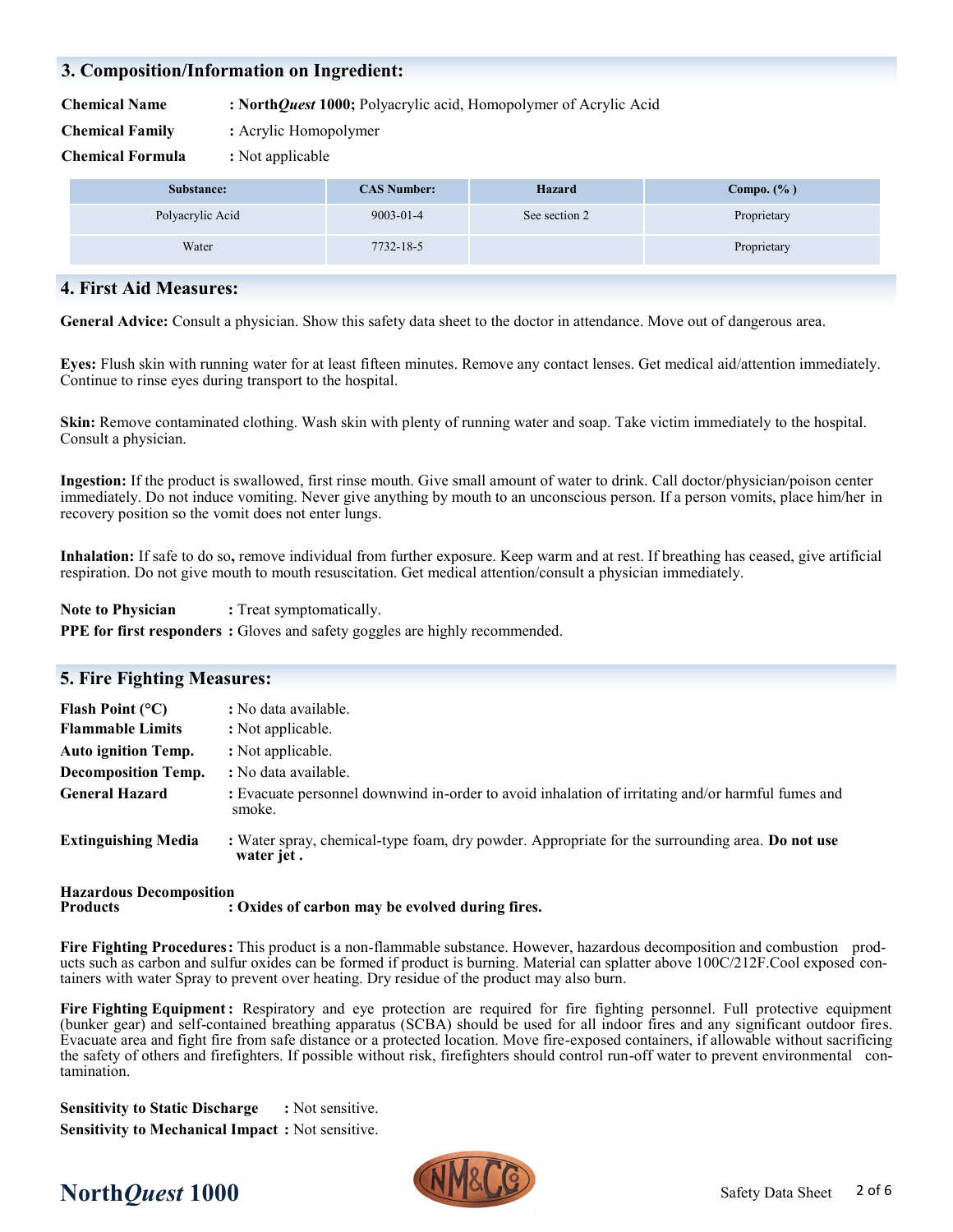## 3. Composition/Information on Ingredient:

**Chemical Name** : **North*Quest* 1000;** Polyacrylic acid, Homopolymer of Acrylic Acid

**Chemical Family** : Acrylic Homopolymer

**Chemical Formula** : Not applicable

| Substance: | CAS Number: | Hazard | Compo. (%) |
|---|---|---|---|
| Polyacrylic Acid | 9003-01-4 | See section 2 | Proprietary |
| Water | 7732-18-5 | | Proprietary |

## 4. First Aid Measures:

**General Advice:** Consult a physician. Show this safety data sheet to the doctor in attendance. Move out of dangerous area.

**Eyes:** Flush skin with running water for at least fifteen minutes. Remove any contact lenses. Get medical aid/attention immediately. Continue to rinse eyes during transport to the hospital.

**Skin:** Remove contaminated clothing. Wash skin with plenty of running water and soap. Take victim immediately to the hospital. Consult a physician.

**Ingestion:** If the product is swallowed, first rinse mouth. Give small amount of water to drink. Call doctor/physician/poison center immediately. Do not induce vomiting. Never give anything by mouth to an unconscious person. If a person vomits, place him/her in recovery position so the vomit does not enter lungs.

**Inhalation:** If safe to do so**,** remove individual from further exposure. Keep warm and at rest. If breathing has ceased, give artificial respiration. Do not give mouth to mouth resuscitation. Get medical attention/consult a physician immediately.

**Note to Physician** : Treat symptomatically.

**PPE for first responders** : Gloves and safety goggles are highly recommended.

## 5. Fire Fighting Measures:

**Flash Point (°C)** : No data available.

**Flammable Limits** : Not applicable.

**Auto ignition Temp.** : Not applicable.

**Decomposition Temp.** : No data available.

**General Hazard** : Evacuate personnel downwind in-order to avoid inhalation of irritating and/or harmful fumes and smoke.

**Extinguishing Media** : Water spray, chemical-type foam, dry powder. Appropriate for the surrounding area. **Do not use water jet .**

**Hazardous Decomposition Products** : **Oxides of carbon may be evolved during fires.**

**Fire Fighting Procedures:** This product is a non-flammable substance. However, hazardous decomposition and combustion products such as carbon and sulfur oxides can be formed if product is burning. Material can splatter above 100C/212F.Cool exposed containers with water Spray to prevent over heating. Dry residue of the product may also burn.

**Fire Fighting Equipment:** Respiratory and eye protection are required for fire fighting personnel. Full protective equipment (bunker gear) and self-contained breathing apparatus (SCBA) should be used for all indoor fires and any significant outdoor fires. Evacuate area and fight fire from safe distance or a protected location. Move fire-exposed containers, if allowable without sacrificing the safety of others and firefighters. If possible without risk, firefighters should control run-off water to prevent environmental contamination.

**Sensitivity to Static Discharge** : Not sensitive.

**Sensitivity to Mechanical Impact** : Not sensitive.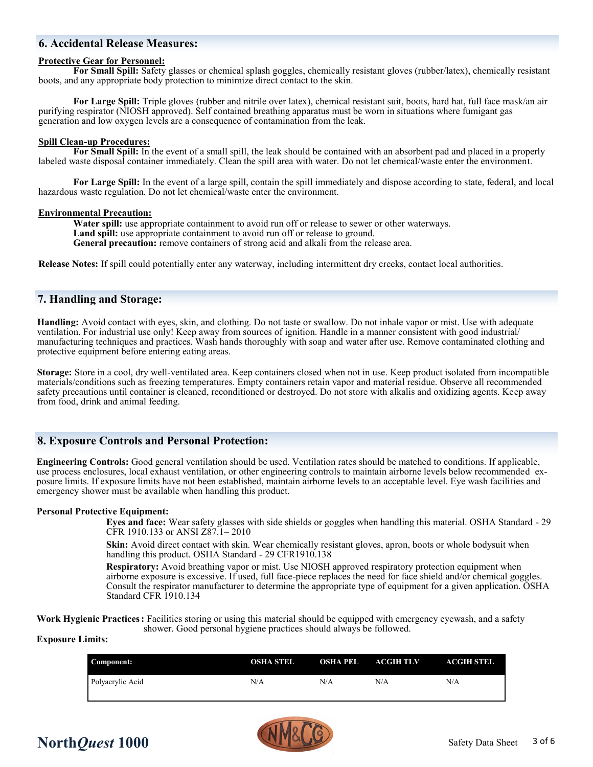## 6. Accidental Release Measures:

**Protective Gear for Personnel:**

**For Small Spill:** Safety glasses or chemical splash goggles, chemically resistant gloves (rubber/latex), chemically resistant boots, and any appropriate body protection to minimize direct contact to the skin.

**For Large Spill:** Triple gloves (rubber and nitrile over latex), chemical resistant suit, boots, hard hat, full face mask/an air purifying respirator (NIOSH approved). Self contained breathing apparatus must be worn in situations where fumigant gas generation and low oxygen levels are a consequence of contamination from the leak.

**Spill Clean-up Procedures:**

**For Small Spill:** In the event of a small spill, the leak should be contained with an absorbent pad and placed in a properly labeled waste disposal container immediately. Clean the spill area with water. Do not let chemical/waste enter the environment.

**For Large Spill:** In the event of a large spill, contain the spill immediately and dispose according to state, federal, and local hazardous waste regulation. Do not let chemical/waste enter the environment.

**Environmental Precaution:**

**Water spill:** use appropriate containment to avoid run off or release to sewer or other waterways.
**Land spill:** use appropriate containment to avoid run off or release to ground.
**General precaution:** remove containers of strong acid and alkali from the release area.

**Release Notes:** If spill could potentially enter any waterway, including intermittent dry creeks, contact local authorities.

## 7. Handling and Storage:

**Handling:** Avoid contact with eyes, skin, and clothing. Do not taste or swallow. Do not inhale vapor or mist. Use with adequate ventilation. For industrial use only! Keep away from sources of ignition. Handle in a manner consistent with good industrial/ manufacturing techniques and practices. Wash hands thoroughly with soap and water after use. Remove contaminated clothing and protective equipment before entering eating areas.

**Storage:** Store in a cool, dry well-ventilated area. Keep containers closed when not in use. Keep product isolated from incompatible materials/conditions such as freezing temperatures. Empty containers retain vapor and material residue. Observe all recommended safety precautions until container is cleaned, reconditioned or destroyed. Do not store with alkalis and oxidizing agents. Keep away from food, drink and animal feeding.

## 8. Exposure Controls and Personal Protection:

**Engineering Controls:** Good general ventilation should be used. Ventilation rates should be matched to conditions. If applicable, use process enclosures, local exhaust ventilation, or other engineering controls to maintain airborne levels below recommended exposure limits. If exposure limits have not been established, maintain airborne levels to an acceptable level. Eye wash facilities and emergency shower must be available when handling this product.

**Personal Protective Equipment:**

**Eyes and face:** Wear safety glasses with side shields or goggles when handling this material. OSHA Standard - 29 CFR 1910.133 or ANSI Z87.1– 2010

**Skin:** Avoid direct contact with skin. Wear chemically resistant gloves, apron, boots or whole bodysuit when handling this product. OSHA Standard - 29 CFR1910.138

**Respiratory:** Avoid breathing vapor or mist. Use NIOSH approved respiratory protection equipment when airborne exposure is excessive. If used, full face-piece replaces the need for face shield and/or chemical goggles. Consult the respirator manufacturer to determine the appropriate type of equipment for a given application. OSHA Standard CFR 1910.134

**Work Hygienic Practices:** Facilities storing or using this material should be equipped with emergency eyewash, and a safety shower. Good personal hygiene practices should always be followed.

**Exposure Limits:**

| Component: | OSHA STEL | OSHA PEL | ACGIH TLV | ACGIH STEL |
|---|---|---|---|---|
| Polyacrylic Acid | N/A | N/A | N/A | N/A |

North*Quest* 1000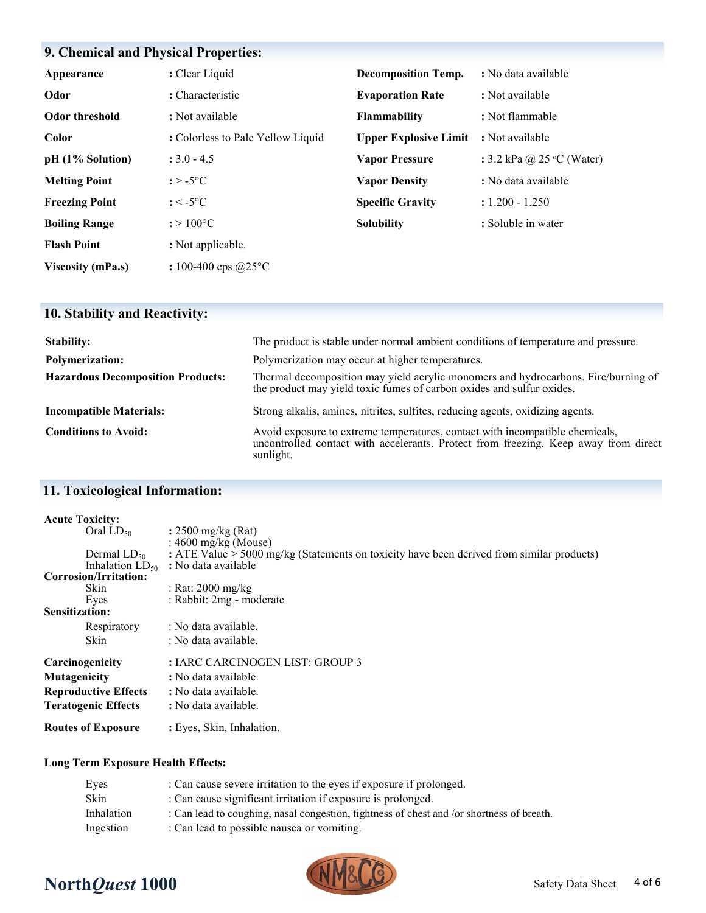## 9. Chemical and Physical Properties:

| Property | Value | Property | Value |
|---|---|---|---|
| **Appearance** | : Clear Liquid | **Decomposition Temp.** | : No data available |
| **Odor** | : Characteristic | **Evaporation Rate** | : Not available |
| **Odor threshold** | : Not available | **Flammability** | : Not flammable |
| **Color** | : Colorless to Pale Yellow Liquid | **Upper Explosive Limit** | : Not available |
| **pH (1% Solution)** | : 3.0 - 4.5 | **Vapor Pressure** | : 3.2 kPa @ 25 °C (Water) |
| **Melting Point** | : > -5°C | **Vapor Density** | : No data available |
| **Freezing Point** | : < -5°C | **Specific Gravity** | : 1.200 - 1.250 |
| **Boiling Range** | : > 100°C | **Solubility** | : Soluble in water |
| **Flash Point** | : Not applicable. | | |
| **Viscosity (mPa.s)** | : 100-400 cps @25°C | | |

## 10. Stability and Reactivity:

**Stability:** The product is stable under normal ambient conditions of temperature and pressure.

**Polymerization:** Polymerization may occur at higher temperatures.

**Hazardous Decomposition Products:** Thermal decomposition may yield acrylic monomers and hydrocarbons. Fire/burning of the product may yield toxic fumes of carbon oxides and sulfur oxides.

**Incompatible Materials:** Strong alkalis, amines, nitrites, sulfites, reducing agents, oxidizing agents.

**Conditions to Avoid:** Avoid exposure to extreme temperatures, contact with incompatible chemicals, uncontrolled contact with accelerants. Protect from freezing. Keep away from direct sunlight.

## 11. Toxicological Information:

**Acute Toxicity:**

- Oral $LD_{50}$ : 2500 mg/kg (Rat)
  : 4600 mg/kg (Mouse)
- Dermal $LD_{50}$ : ATE Value > 5000 mg/kg (Statements on toxicity have been derived from similar products)
- Inhalation $LD_{50}$ : No data available

**Corrosion/Irritation:**

- Skin : Rat: 2000 mg/kg
- Eyes : Rabbit: 2mg - moderate

**Sensitization:**

- Respiratory : No data available.
- Skin : No data available.

**Carcinogenicity** : IARC CARCINOGEN LIST: GROUP 3
**Mutagenicity** : No data available.
**Reproductive Effects** : No data available.
**Teratogenic Effects** : No data available.

**Routes of Exposure** : Eyes, Skin, Inhalation.

**Long Term Exposure Health Effects:**

- Eyes : Can cause severe irritation to the eyes if exposure if prolonged.
- Skin : Can cause significant irritation if exposure is prolonged.
- Inhalation : Can lead to coughing, nasal congestion, tightness of chest and /or shortness of breath.
- Ingestion : Can lead to possible nausea or vomiting.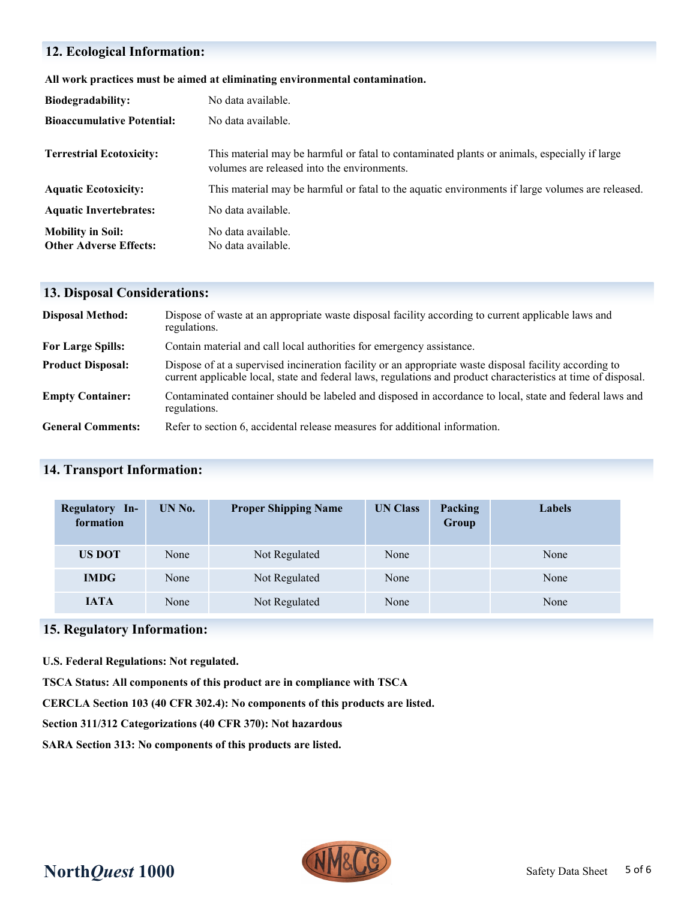## 12. Ecological Information:

**All work practices must be aimed at eliminating environmental contamination.**

**Biodegradability:** No data available.

**Bioaccumulative Potential:** No data available.

**Terrestrial Ecotoxicity:** This material may be harmful or fatal to contaminated plants or animals, especially if large volumes are released into the environments.

**Aquatic Ecotoxicity:** This material may be harmful or fatal to the aquatic environments if large volumes are released.

**Aquatic Invertebrates:** No data available.

**Mobility in Soil:** No data available.

**Other Adverse Effects:** No data available.

## 13. Disposal Considerations:

**Disposal Method:** Dispose of waste at an appropriate waste disposal facility according to current applicable laws and regulations.

**For Large Spills:** Contain material and call local authorities for emergency assistance.

**Product Disposal:** Dispose of at a supervised incineration facility or an appropriate waste disposal facility according to current applicable local, state and federal laws, regulations and product characteristics at time of disposal.

**Empty Container:** Contaminated container should be labeled and disposed in accordance to local, state and federal laws and regulations.

**General Comments:** Refer to section 6, accidental release measures for additional information.

## 14. Transport Information:

| Regulatory Information | UN No. | Proper Shipping Name | UN Class | Packing Group | Labels |
|---|---|---|---|---|---|
| US DOT | None | Not Regulated | None | | None |
| IMDG | None | Not Regulated | None | | None |
| IATA | None | Not Regulated | None | | None |

## 15. Regulatory Information:

**U.S. Federal Regulations: Not regulated.**

**TSCA Status: All components of this product are in compliance with TSCA**

**CERCLA Section 103 (40 CFR 302.4): No components of this products are listed.**

**Section 311/312 Categorizations (40 CFR 370): Not hazardous**

**SARA Section 313: No components of this products are listed.**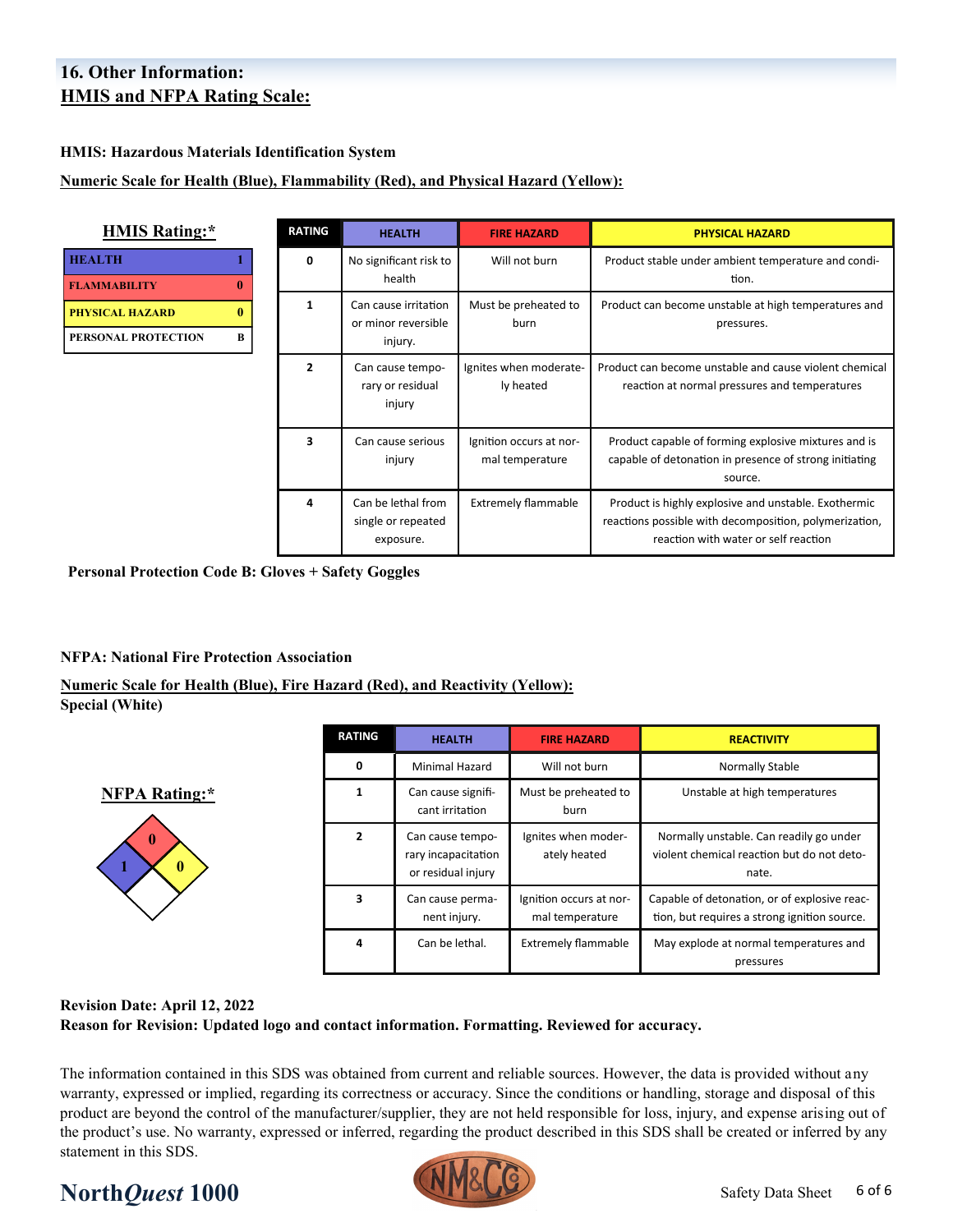## 16. Other Information:

## HMIS and NFPA Rating Scale:

**HMIS: Hazardous Materials Identification System**

**Numeric Scale for Health (Blue), Flammability (Red), and Physical Hazard (Yellow):**

**HMIS Rating:***

| | |
|---|---|
| HEALTH | 1 |
| FLAMMABILITY | 0 |
| PHYSICAL HAZARD | 0 |
| PERSONAL PROTECTION | B |

| RATING | HEALTH | FIRE HAZARD | PHYSICAL HAZARD |
|---|---|---|---|
| 0 | No significant risk to health | Will not burn | Product stable under ambient temperature and condition. |
| 1 | Can cause irritation or minor reversible injury. | Must be preheated to burn | Product can become unstable at high temperatures and pressures. |
| 2 | Can cause temporary or residual injury | Ignites when moderately heated | Product can become unstable and cause violent chemical reaction at normal pressures and temperatures |
| 3 | Can cause serious injury | Ignition occurs at normal temperature | Product capable of forming explosive mixtures and is capable of detonation in presence of strong initiating source. |
| 4 | Can be lethal from single or repeated exposure. | Extremely flammable | Product is highly explosive and unstable. Exothermic reactions possible with decomposition, polymerization, reaction with water or self reaction |

**Personal Protection Code B: Gloves + Safety Goggles**

**NFPA: National Fire Protection Association**

**Numeric Scale for Health (Blue), Fire Hazard (Red), and Reactivity (Yellow):**
**Special (White)**

**NFPA Rating:***

Fire Hazard: 0
Health: 1
Reactivity: 0

| RATING | HEALTH | FIRE HAZARD | REACTIVITY |
|---|---|---|---|
| 0 | Minimal Hazard | Will not burn | Normally Stable |
| 1 | Can cause significant irritation | Must be preheated to burn | Unstable at high temperatures |
| 2 | Can cause temporary incapacitation or residual injury | Ignites when moderately heated | Normally unstable. Can readily go under violent chemical reaction but do not detonate. |
| 3 | Can cause permanent injury. | Ignition occurs at normal temperature | Capable of detonation, or of explosive reaction, but requires a strong ignition source. |
| 4 | Can be lethal. | Extremely flammable | May explode at normal temperatures and pressures |

**Revision Date: April 12, 2022**
**Reason for Revision: Updated logo and contact information. Formatting. Reviewed for accuracy.**

The information contained in this SDS was obtained from current and reliable sources. However, the data is provided without any warranty, expressed or implied, regarding its correctness or accuracy. Since the conditions or handling, storage and disposal of this product are beyond the control of the manufacturer/supplier, they are not held responsible for loss, injury, and expense arising out of the product's use. No warranty, expressed or inferred, regarding the product described in this SDS shall be created or inferred by any statement in this SDS.